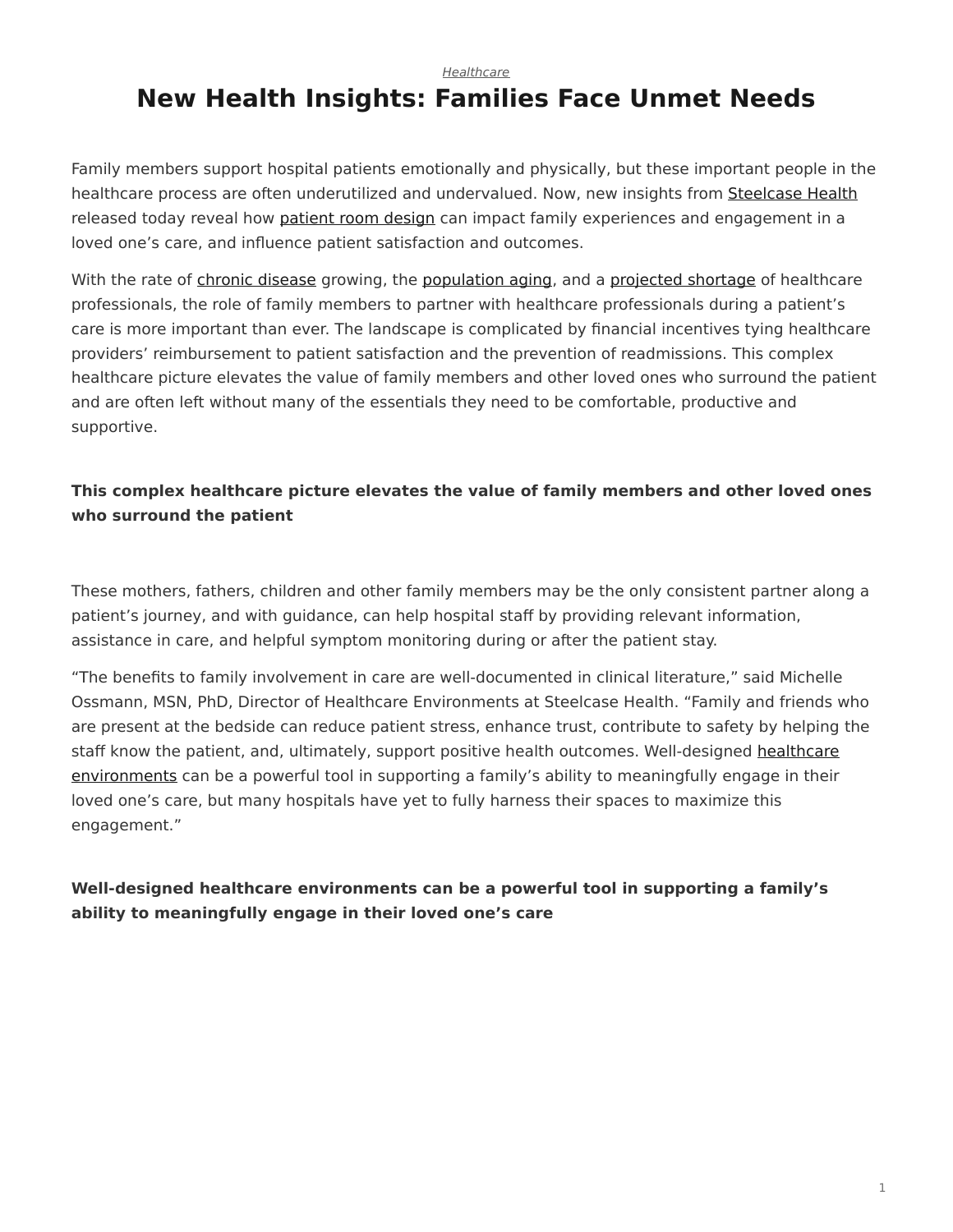*Healthcare*

# New Health Insights: Families Face Unmet Needs

Family members support hospital patients emotionally and physically, but these important people in the healthcare process are often underutilized and undervalued. Now, new insights from Steelcase Health released today reveal how patient room design can impact family experiences and engagement in a loved one's care, and influence patient satisfaction and outcomes.

With the rate of chronic disease growing, the population aging, and a projected shortage of healthcare professionals, the role of family members to partner with healthcare professionals during a patient's care is more important than ever. The landscape is complicated by financial incentives tying healthcare providers' reimbursement to patient satisfaction and the prevention of readmissions. This complex healthcare picture elevates the value of family members and other loved ones who surround the patient and are often left without many of the essentials they need to be comfortable, productive and supportive.

**This complex healthcare picture elevates the value of family members and other loved ones who surround the patient**

These mothers, fathers, children and other family members may be the only consistent partner along a patient's journey, and with guidance, can help hospital staff by providing relevant information, assistance in care, and helpful symptom monitoring during or after the patient stay.

"The benefits to family involvement in care are well-documented in clinical literature," said Michelle Ossmann, MSN, PhD, Director of Healthcare Environments at Steelcase Health. "Family and friends who are present at the bedside can reduce patient stress, enhance trust, contribute to safety by helping the staff know the patient, and, ultimately, support positive health outcomes. Well-designed healthcare environments can be a powerful tool in supporting a family's ability to meaningfully engage in their loved one's care, but many hospitals have yet to fully harness their spaces to maximize this engagement."

**Well-designed healthcare environments can be a powerful tool in supporting a family's ability to meaningfully engage in their loved one's care**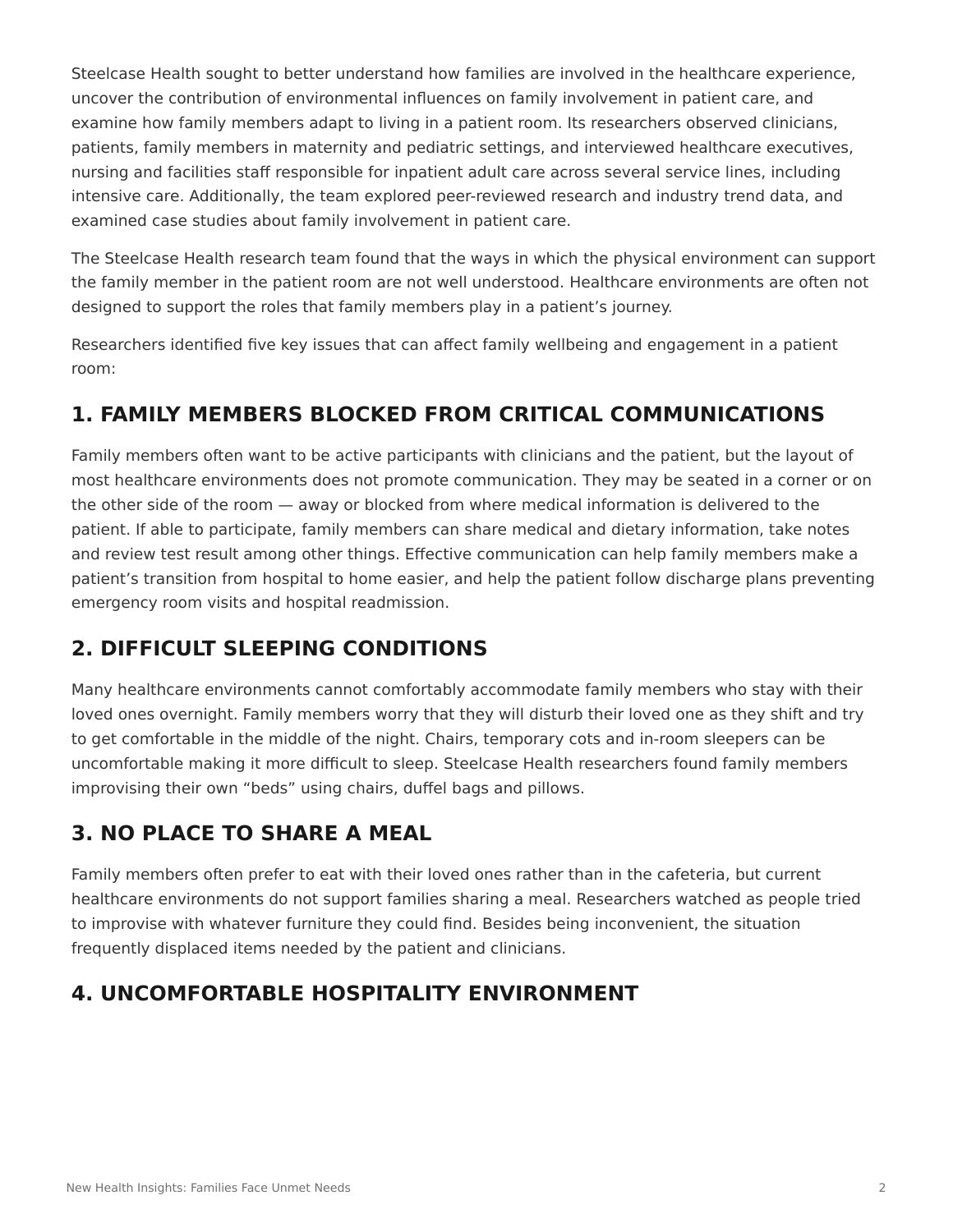Steelcase Health sought to better understand how families are involved in the healthcare experience, uncover the contribution of environmental influences on family involvement in patient care, and examine how family members adapt to living in a patient room. Its researchers observed clinicians, patients, family members in maternity and pediatric settings, and interviewed healthcare executives, nursing and facilities staff responsible for inpatient adult care across several service lines, including intensive care. Additionally, the team explored peer-reviewed research and industry trend data, and examined case studies about family involvement in patient care.

The Steelcase Health research team found that the ways in which the physical environment can support the family member in the patient room are not well understood. Healthcare environments are often not designed to support the roles that family members play in a patient's journey.

Researchers identified five key issues that can affect family wellbeing and engagement in a patient room:

## 1. FAMILY MEMBERS BLOCKED FROM CRITICAL COMMUNICATIONS

Family members often want to be active participants with clinicians and the patient, but the layout of most healthcare environments does not promote communication. They may be seated in a corner or on the other side of the room — away or blocked from where medical information is delivered to the patient. If able to participate, family members can share medical and dietary information, take notes and review test result among other things. Effective communication can help family members make a patient's transition from hospital to home easier, and help the patient follow discharge plans preventing emergency room visits and hospital readmission.

## 2. DIFFICULT SLEEPING CONDITIONS

Many healthcare environments cannot comfortably accommodate family members who stay with their loved ones overnight. Family members worry that they will disturb their loved one as they shift and try to get comfortable in the middle of the night. Chairs, temporary cots and in-room sleepers can be uncomfortable making it more difficult to sleep. Steelcase Health researchers found family members improvising their own "beds" using chairs, duffel bags and pillows.

## 3. NO PLACE TO SHARE A MEAL

Family members often prefer to eat with their loved ones rather than in the cafeteria, but current healthcare environments do not support families sharing a meal. Researchers watched as people tried to improvise with whatever furniture they could find. Besides being inconvenient, the situation frequently displaced items needed by the patient and clinicians.

## 4. UNCOMFORTABLE HOSPITALITY ENVIRONMENT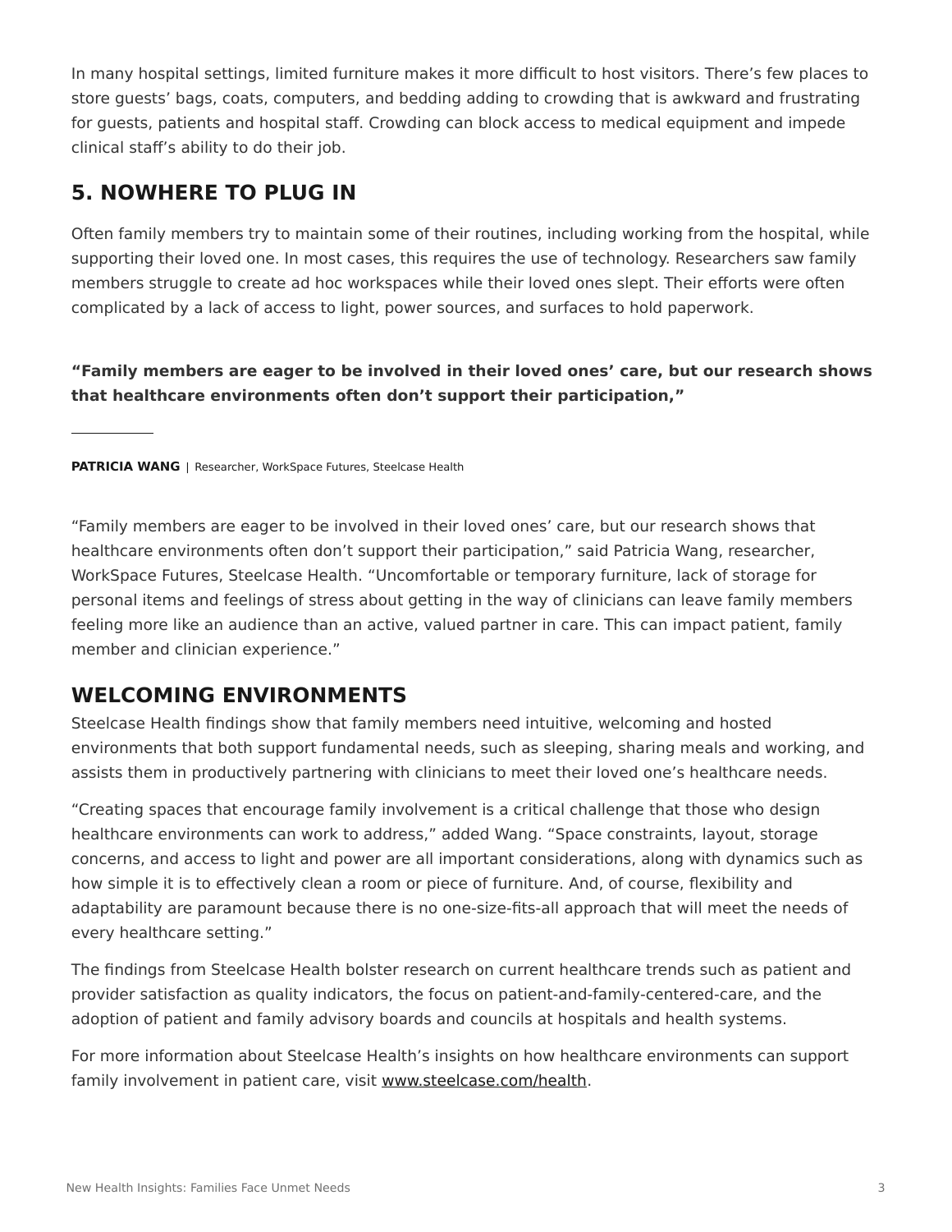In many hospital settings, limited furniture makes it more difficult to host visitors. There's few places to store guests' bags, coats, computers, and bedding adding to crowding that is awkward and frustrating for guests, patients and hospital staff. Crowding can block access to medical equipment and impede clinical staff's ability to do their job.

## 5. NOWHERE TO PLUG IN

Often family members try to maintain some of their routines, including working from the hospital, while supporting their loved one. In most cases, this requires the use of technology. Researchers saw family members struggle to create ad hoc workspaces while their loved ones slept. Their efforts were often complicated by a lack of access to light, power sources, and surfaces to hold paperwork.

**"Family members are eager to be involved in their loved ones' care, but our research shows that healthcare environments often don't support their participation,"**

---

**PATRICIA WANG** | Researcher, WorkSpace Futures, Steelcase Health

"Family members are eager to be involved in their loved ones' care, but our research shows that healthcare environments often don't support their participation," said Patricia Wang, researcher, WorkSpace Futures, Steelcase Health. "Uncomfortable or temporary furniture, lack of storage for personal items and feelings of stress about getting in the way of clinicians can leave family members feeling more like an audience than an active, valued partner in care. This can impact patient, family member and clinician experience."

## WELCOMING ENVIRONMENTS

Steelcase Health findings show that family members need intuitive, welcoming and hosted environments that both support fundamental needs, such as sleeping, sharing meals and working, and assists them in productively partnering with clinicians to meet their loved one's healthcare needs.

"Creating spaces that encourage family involvement is a critical challenge that those who design healthcare environments can work to address," added Wang. "Space constraints, layout, storage concerns, and access to light and power are all important considerations, along with dynamics such as how simple it is to effectively clean a room or piece of furniture. And, of course, flexibility and adaptability are paramount because there is no one-size-fits-all approach that will meet the needs of every healthcare setting."

The findings from Steelcase Health bolster research on current healthcare trends such as patient and provider satisfaction as quality indicators, the focus on patient-and-family-centered-care, and the adoption of patient and family advisory boards and councils at hospitals and health systems.

For more information about Steelcase Health's insights on how healthcare environments can support family involvement in patient care, visit www.steelcase.com/health.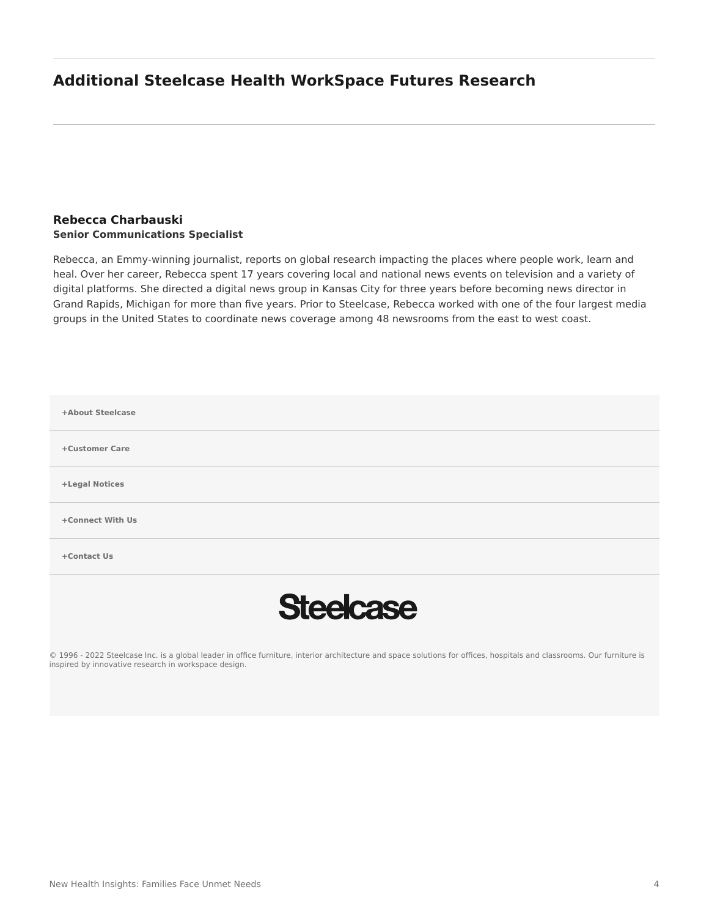## Additional Steelcase Health WorkSpace Futures Research

**Rebecca Charbauski**
**Senior Communications Specialist**

Rebecca, an Emmy-winning journalist, reports on global research impacting the places where people work, learn and heal. Over her career, Rebecca spent 17 years covering local and national news events on television and a variety of digital platforms. She directed a digital news group in Kansas City for three years before becoming news director in Grand Rapids, Michigan for more than five years. Prior to Steelcase, Rebecca worked with one of the four largest media groups in the United States to coordinate news coverage among 48 newsrooms from the east to west coast.

**+About Steelcase**

**+Customer Care**

**+Legal Notices**

**+Connect With Us**

**+Contact Us**

Steelcase

© 1996 - 2022 Steelcase Inc. is a global leader in office furniture, interior architecture and space solutions for offices, hospitals and classrooms. Our furniture is inspired by innovative research in workspace design.